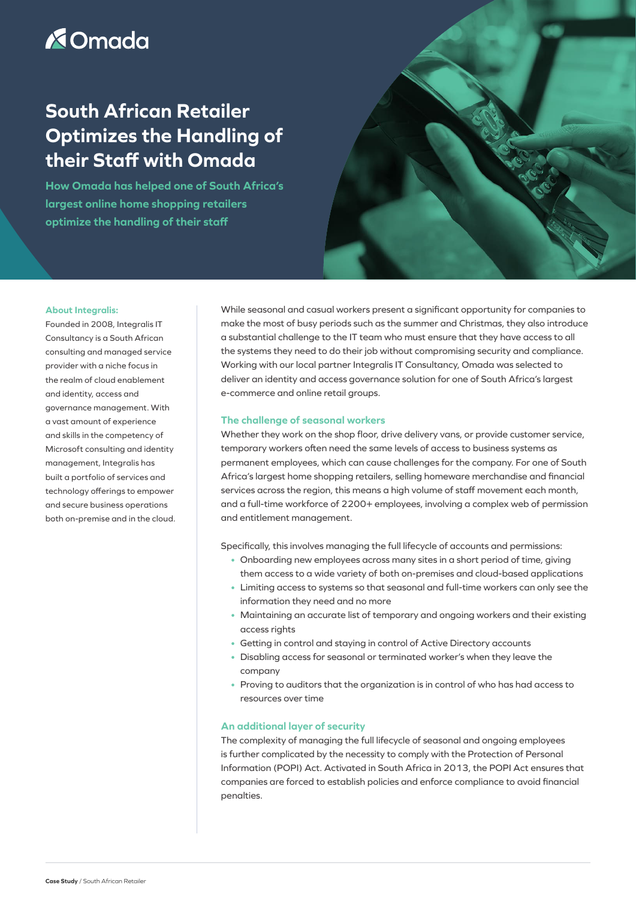Omada

# South African Retailer Optimizes the Handling of their Staff with Omada

**How Omada has helped one of South Africa's largest online home shopping retailers optimize the handling of their staff**

While seasonal and casual workers present a significant opportunity for companies to make the most of busy periods such as the summer and Christmas, they also introduce a substantial challenge to the IT team who must ensure that they have access to all the systems they need to do their job without compromising security and compliance. Working with our local partner Integralis IT Consultancy, Omada was selected to deliver an identity and access governance solution for one of South Africa's largest e-commerce and online retail groups.

### The challenge of seasonal workers

Whether they work on the shop floor, drive delivery vans, or provide customer service, temporary workers often need the same levels of access to business systems as permanent employees, which can cause challenges for the company. For one of South Africa's largest home shopping retailers, selling homeware merchandise and financial services across the region, this means a high volume of staff movement each month, and a full-time workforce of 2200+ employees, involving a complex web of permission and entitlement management.

Specifically, this involves managing the full lifecycle of accounts and permissions:

- Onboarding new employees across many sites in a short period of time, giving them access to a wide variety of both on-premises and cloud-based applications
- Limiting access to systems so that seasonal and full-time workers can only see the information they need and no more
- Maintaining an accurate list of temporary and ongoing workers and their existing access rights
- Getting in control and staying in control of Active Directory accounts
- Disabling access for seasonal or terminated worker's when they leave the company
- Proving to auditors that the organization is in control of who has had access to resources over time

### An additional layer of security

The complexity of managing the full lifecycle of seasonal and ongoing employees is further complicated by the necessity to comply with the Protection of Personal Information (POPI) Act. Activated in South Africa in 2013, the POPI Act ensures that companies are forced to establish policies and enforce compliance to avoid financial penalties.

**About Integralis:**

Founded in 2008, Integralis IT Consultancy is a South African consulting and managed service provider with a niche focus in the realm of cloud enablement and identity, access and governance management. With a vast amount of experience and skills in the competency of Microsoft consulting and identity management, Integralis has built a portfolio of services and technology offerings to empower and secure business operations both on-premise and in the cloud.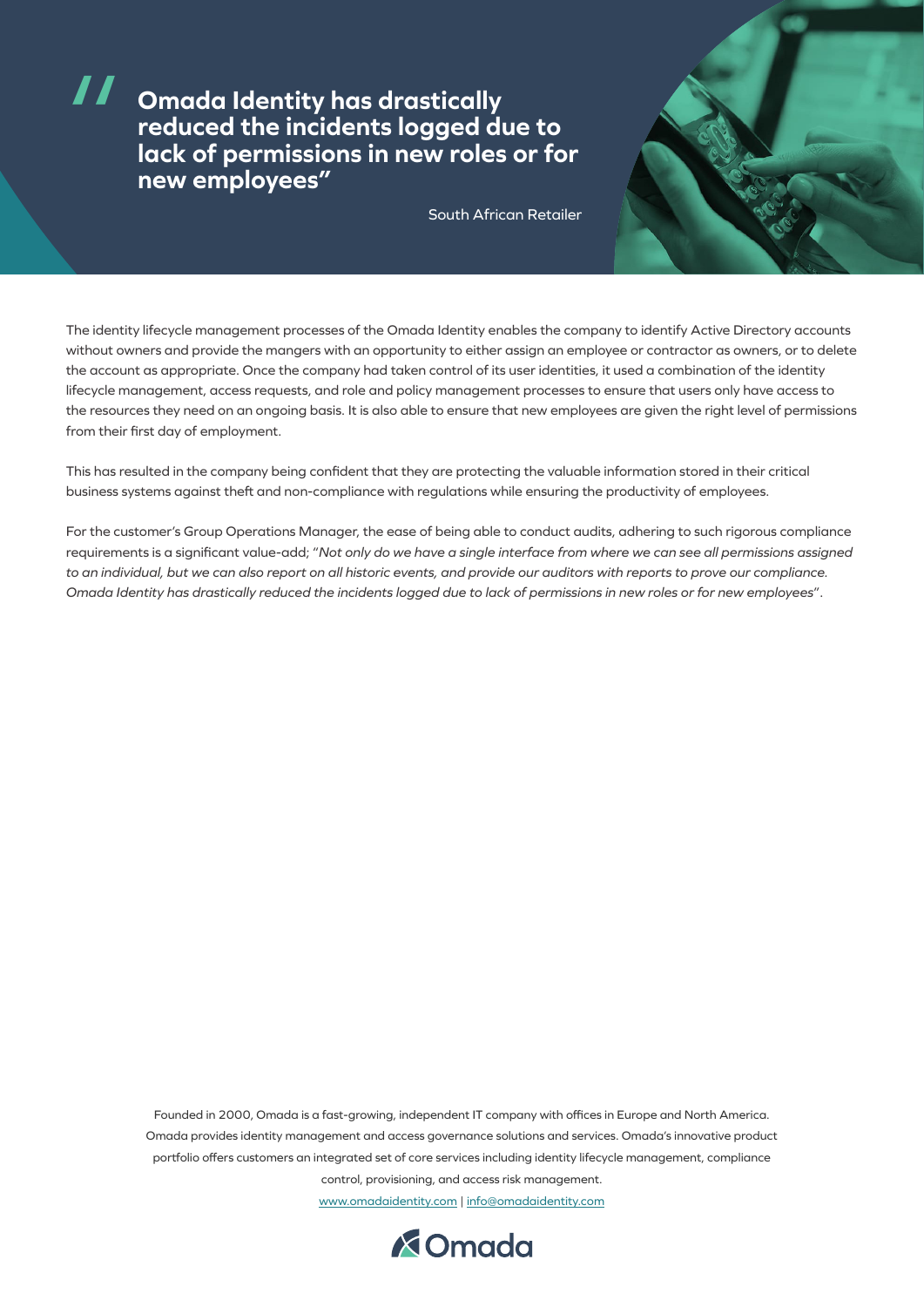> **Omada Identity has drastically reduced the incidents logged due to lack of permissions in new roles or for new employees"**
>
> South African Retailer

The identity lifecycle management processes of the Omada Identity enables the company to identify Active Directory accounts without owners and provide the mangers with an opportunity to either assign an employee or contractor as owners, or to delete the account as appropriate. Once the company had taken control of its user identities, it used a combination of the identity lifecycle management, access requests, and role and policy management processes to ensure that users only have access to the resources they need on an ongoing basis. It is also able to ensure that new employees are given the right level of permissions from their first day of employment.

This has resulted in the company being confident that they are protecting the valuable information stored in their critical business systems against theft and non-compliance with regulations while ensuring the productivity of employees.

For the customer's Group Operations Manager, the ease of being able to conduct audits, adhering to such rigorous compliance requirements is a significant value-add; "*Not only do we have a single interface from where we can see all permissions assigned to an individual, but we can also report on all historic events, and provide our auditors with reports to prove our compliance. Omada Identity has drastically reduced the incidents logged due to lack of permissions in new roles or for new employees*".

Founded in 2000, Omada is a fast-growing, independent IT company with offices in Europe and North America. Omada provides identity management and access governance solutions and services. Omada's innovative product portfolio offers customers an integrated set of core services including identity lifecycle management, compliance control, provisioning, and access risk management.

[www.omadaidentity.com](http://www.omadaidentity.com) | [info@omadaidentity.com](mailto:info@omadaidentity.com)

Omada